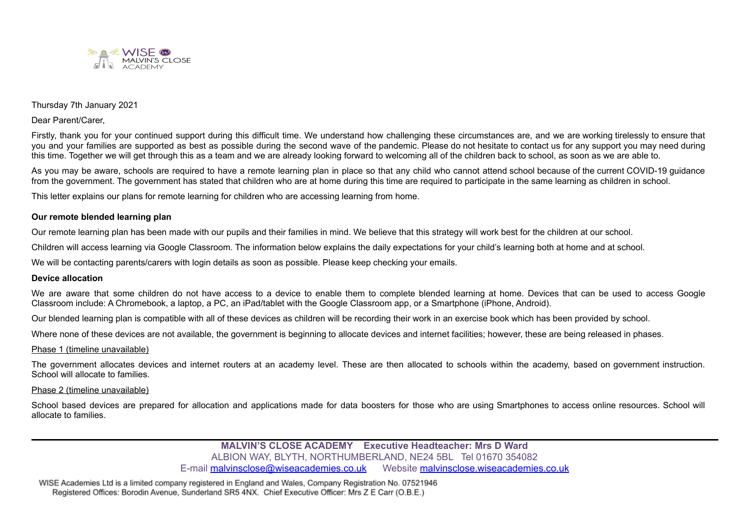WISE MALVIN'S CLOSE ACADEMY

Thursday 7th January 2021

Dear Parent/Carer,

Firstly, thank you for your continued support during this difficult time. We understand how challenging these circumstances are, and we are working tirelessly to ensure that you and your families are supported as best as possible during the second wave of the pandemic. Please do not hesitate to contact us for any support you may need during this time. Together we will get through this as a team and we are already looking forward to welcoming all of the children back to school, as soon as we are able to.

As you may be aware, schools are required to have a remote learning plan in place so that any child who cannot attend school because of the current COVID-19 guidance from the government. The government has stated that children who are at home during this time are required to participate in the same learning as children in school.

This letter explains our plans for remote learning for children who are accessing learning from home.

**Our remote blended learning plan**

Our remote learning plan has been made with our pupils and their families in mind. We believe that this strategy will work best for the children at our school.

Children will access learning via Google Classroom. The information below explains the daily expectations for your child's learning both at home and at school.

We will be contacting parents/carers with login details as soon as possible. Please keep checking your emails.

**Device allocation**

We are aware that some children do not have access to a device to enable them to complete blended learning at home. Devices that can be used to access Google Classroom include: A Chromebook, a laptop, a PC, an iPad/tablet with the Google Classroom app, or a Smartphone (iPhone, Android).

Our blended learning plan is compatible with all of these devices as children will be recording their work in an exercise book which has been provided by school.

Where none of these devices are not available, the government is beginning to allocate devices and internet facilities; however, these are being released in phases.

Phase 1 (timeline unavailable)

The government allocates devices and internet routers at an academy level. These are then allocated to schools within the academy, based on government instruction. School will allocate to families.

Phase 2 (timeline unavailable)

School based devices are prepared for allocation and applications made for data boosters for those who are using Smartphones to access online resources. School will allocate to families.

**MALVIN'S CLOSE ACADEMY Executive Headteacher: Mrs D Ward**
ALBION WAY, BLYTH, NORTHUMBERLAND, NE24 5BL Tel 01670 354082
E-mail malvinsclose@wiseacademies.co.uk Website malvinsclose.wiseacademies.co.uk

WISE Academies Ltd is a limited company registered in England and Wales, Company Registration No. 07521946
Registered Offices: Borodin Avenue, Sunderland SR5 4NX. Chief Executive Officer: Mrs Z E Carr (O.B.E.)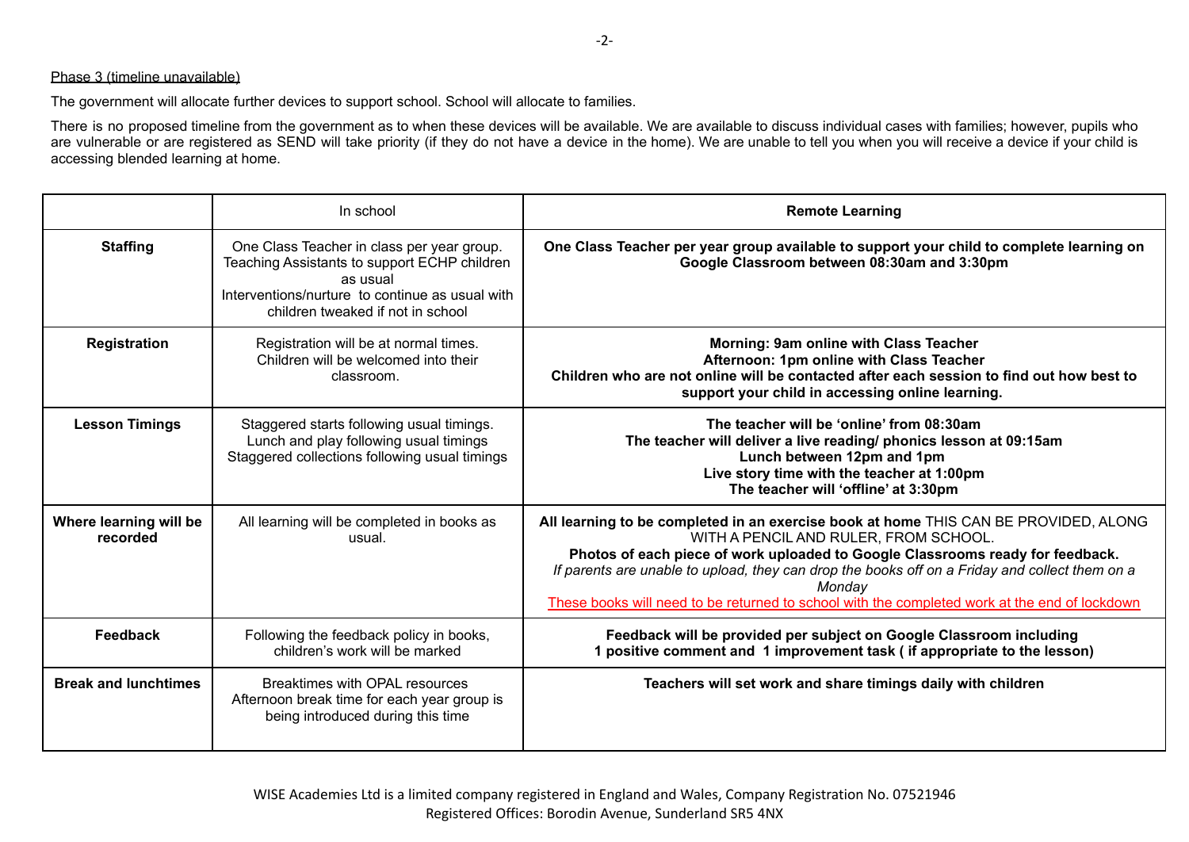Phase 3 (timeline unavailable)

The government will allocate further devices to support school. School will allocate to families.

There is no proposed timeline from the government as to when these devices will be available. We are available to discuss individual cases with families; however, pupils who are vulnerable or are registered as SEND will take priority (if they do not have a device in the home). We are unable to tell you when you will receive a device if your child is accessing blended learning at home.

| | In school | **Remote Learning** |
|---|---|---|
| **Staffing** | One Class Teacher in class per year group. Teaching Assistants to support ECHP children as usual Interventions/nurture to continue as usual with children tweaked if not in school | **One Class Teacher per year group available to support your child to complete learning on Google Classroom between 08:30am and 3:30pm** |
| **Registration** | Registration will be at normal times. Children will be welcomed into their classroom. | **Morning: 9am online with Class Teacher** **Afternoon: 1pm online with Class Teacher** **Children who are not online will be contacted after each session to find out how best to support your child in accessing online learning.** |
| **Lesson Timings** | Staggered starts following usual timings. Lunch and play following usual timings Staggered collections following usual timings | **The teacher will be 'online' from 08:30am** **The teacher will deliver a live reading/ phonics lesson at 09:15am** **Lunch between 12pm and 1pm** **Live story time with the teacher at 1:00pm** **The teacher will 'offline' at 3:30pm** |
| **Where learning will be recorded** | All learning will be completed in books as usual. | **All learning to be completed in an exercise book at home** THIS CAN BE PROVIDED, ALONG WITH A PENCIL AND RULER, FROM SCHOOL. **Photos of each piece of work uploaded to Google Classrooms ready for feedback.** *If parents are unable to upload, they can drop the books off on a Friday and collect them on a Monday* These books will need to be returned to school with the completed work at the end of lockdown |
| **Feedback** | Following the feedback policy in books, children's work will be marked | **Feedback will be provided per subject on Google Classroom including 1 positive comment and 1 improvement task ( if appropriate to the lesson)** |
| **Break and lunchtimes** | Breaktimes with OPAL resources Afternoon break time for each year group is being introduced during this time | **Teachers will set work and share timings daily with children** |

WISE Academies Ltd is a limited company registered in England and Wales, Company Registration No. 07521946
Registered Offices: Borodin Avenue, Sunderland SR5 4NX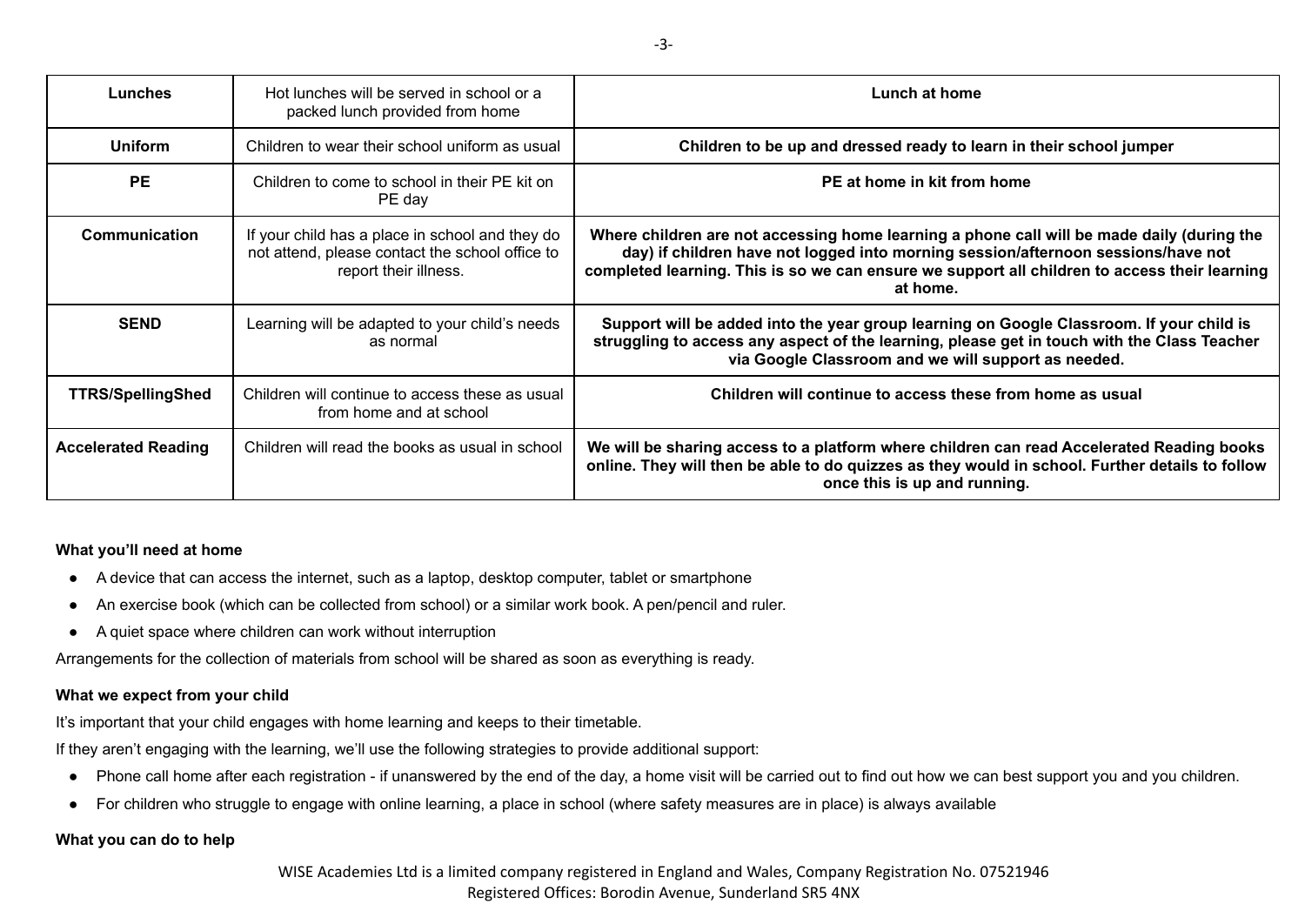| Lunches | Hot lunches will be served in school or a packed lunch provided from home | **Lunch at home** |
|---|---|---|
| **Uniform** | Children to wear their school uniform as usual | **Children to be up and dressed ready to learn in their school jumper** |
| **PE** | Children to come to school in their PE kit on PE day | **PE at home in kit from home** |
| **Communication** | If your child has a place in school and they do not attend, please contact the school office to report their illness. | **Where children are not accessing home learning a phone call will be made daily (during the day) if children have not logged into morning session/afternoon sessions/have not completed learning. This is so we can ensure we support all children to access their learning at home.** |
| **SEND** | Learning will be adapted to your child's needs as normal | **Support will be added into the year group learning on Google Classroom. If your child is struggling to access any aspect of the learning, please get in touch with the Class Teacher via Google Classroom and we will support as needed.** |
| **TTRS/SpellingShed** | Children will continue to access these as usual from home and at school | **Children will continue to access these from home as usual** |
| **Accelerated Reading** | Children will read the books as usual in school | **We will be sharing access to a platform where children can read Accelerated Reading books online. They will then be able to do quizzes as they would in school. Further details to follow once this is up and running.** |

**What you'll need at home**

- A device that can access the internet, such as a laptop, desktop computer, tablet or smartphone
- An exercise book (which can be collected from school) or a similar work book. A pen/pencil and ruler.
- A quiet space where children can work without interruption

Arrangements for the collection of materials from school will be shared as soon as everything is ready.

**What we expect from your child**

It's important that your child engages with home learning and keeps to their timetable.

If they aren't engaging with the learning, we'll use the following strategies to provide additional support:

- Phone call home after each registration - if unanswered by the end of the day, a home visit will be carried out to find out how we can best support you and you children.
- For children who struggle to engage with online learning, a place in school (where safety measures are in place) is always available

**What you can do to help**

WISE Academies Ltd is a limited company registered in England and Wales, Company Registration No. 07521946
Registered Offices: Borodin Avenue, Sunderland SR5 4NX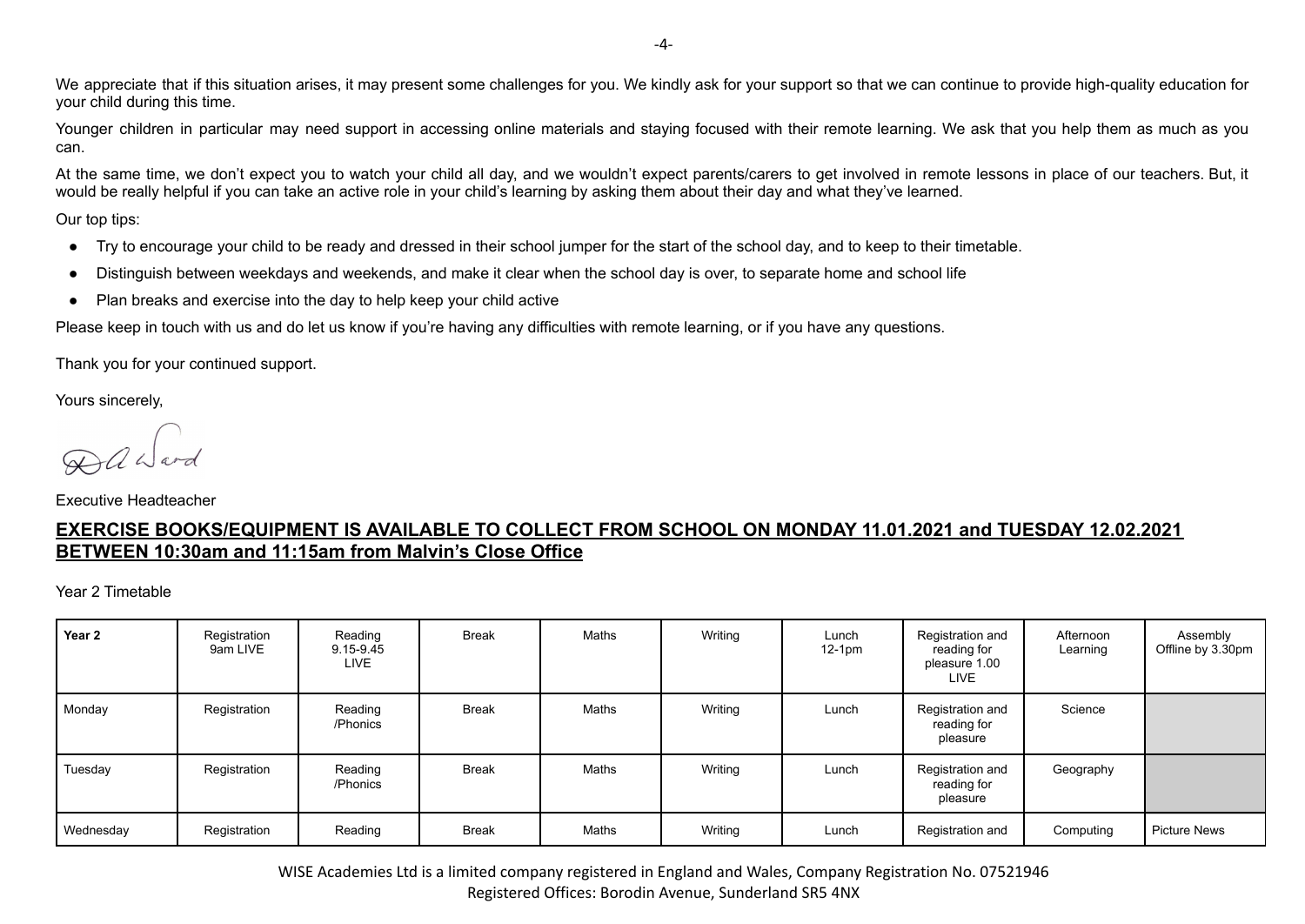We appreciate that if this situation arises, it may present some challenges for you. We kindly ask for your support so that we can continue to provide high-quality education for your child during this time.

Younger children in particular may need support in accessing online materials and staying focused with their remote learning. We ask that you help them as much as you can.

At the same time, we don't expect you to watch your child all day, and we wouldn't expect parents/carers to get involved in remote lessons in place of our teachers. But, it would be really helpful if you can take an active role in your child's learning by asking them about their day and what they've learned.

Our top tips:

- Try to encourage your child to be ready and dressed in their school jumper for the start of the school day, and to keep to their timetable.
- Distinguish between weekdays and weekends, and make it clear when the school day is over, to separate home and school life
- Plan breaks and exercise into the day to help keep your child active

Please keep in touch with us and do let us know if you're having any difficulties with remote learning, or if you have any questions.

Thank you for your continued support.

Yours sincerely,

D A Ward

Executive Headteacher

**EXERCISE BOOKS/EQUIPMENT IS AVAILABLE TO COLLECT FROM SCHOOL ON MONDAY 11.01.2021 and TUESDAY 12.02.2021 BETWEEN 10:30am and 11:15am from Malvin's Close Office**

Year 2 Timetable

| Year 2 | Registration 9am LIVE | Reading 9.15-9.45 LIVE | Break | Maths | Writing | Lunch 12-1pm | Registration and reading for pleasure 1.00 LIVE | Afternoon Learning | Assembly Offline by 3.30pm |
|---|---|---|---|---|---|---|---|---|---|
| Monday | Registration | Reading /Phonics | Break | Maths | Writing | Lunch | Registration and reading for pleasure | Science | |
| Tuesday | Registration | Reading /Phonics | Break | Maths | Writing | Lunch | Registration and reading for pleasure | Geography | |
| Wednesday | Registration | Reading | Break | Maths | Writing | Lunch | Registration and | Computing | Picture News |

WISE Academies Ltd is a limited company registered in England and Wales, Company Registration No. 07521946
Registered Offices: Borodin Avenue, Sunderland SR5 4NX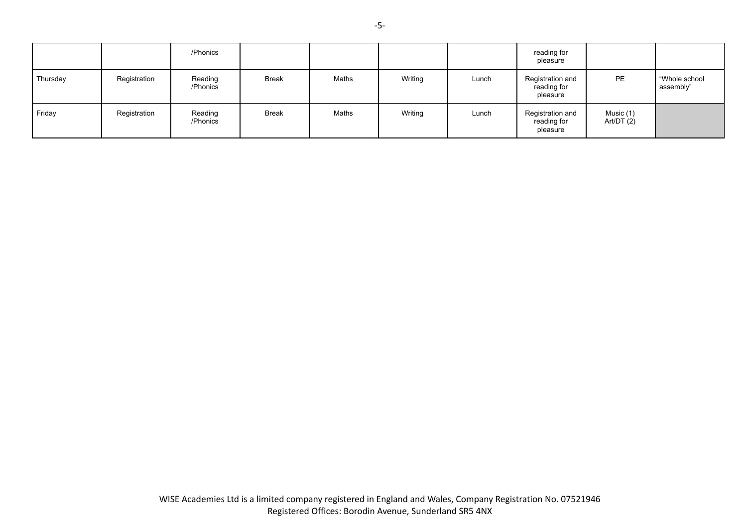| | | | | | | | | | |
|---|---|---|---|---|---|---|---|---|---|
| | | /Phonics | | | | | reading for pleasure | | |
| Thursday | Registration | Reading /Phonics | Break | Maths | Writing | Lunch | Registration and reading for pleasure | PE | "Whole school assembly" |
| Friday | Registration | Reading /Phonics | Break | Maths | Writing | Lunch | Registration and reading for pleasure | Music (1) Art/DT (2) | |

WISE Academies Ltd is a limited company registered in England and Wales, Company Registration No. 07521946
Registered Offices: Borodin Avenue, Sunderland SR5 4NX